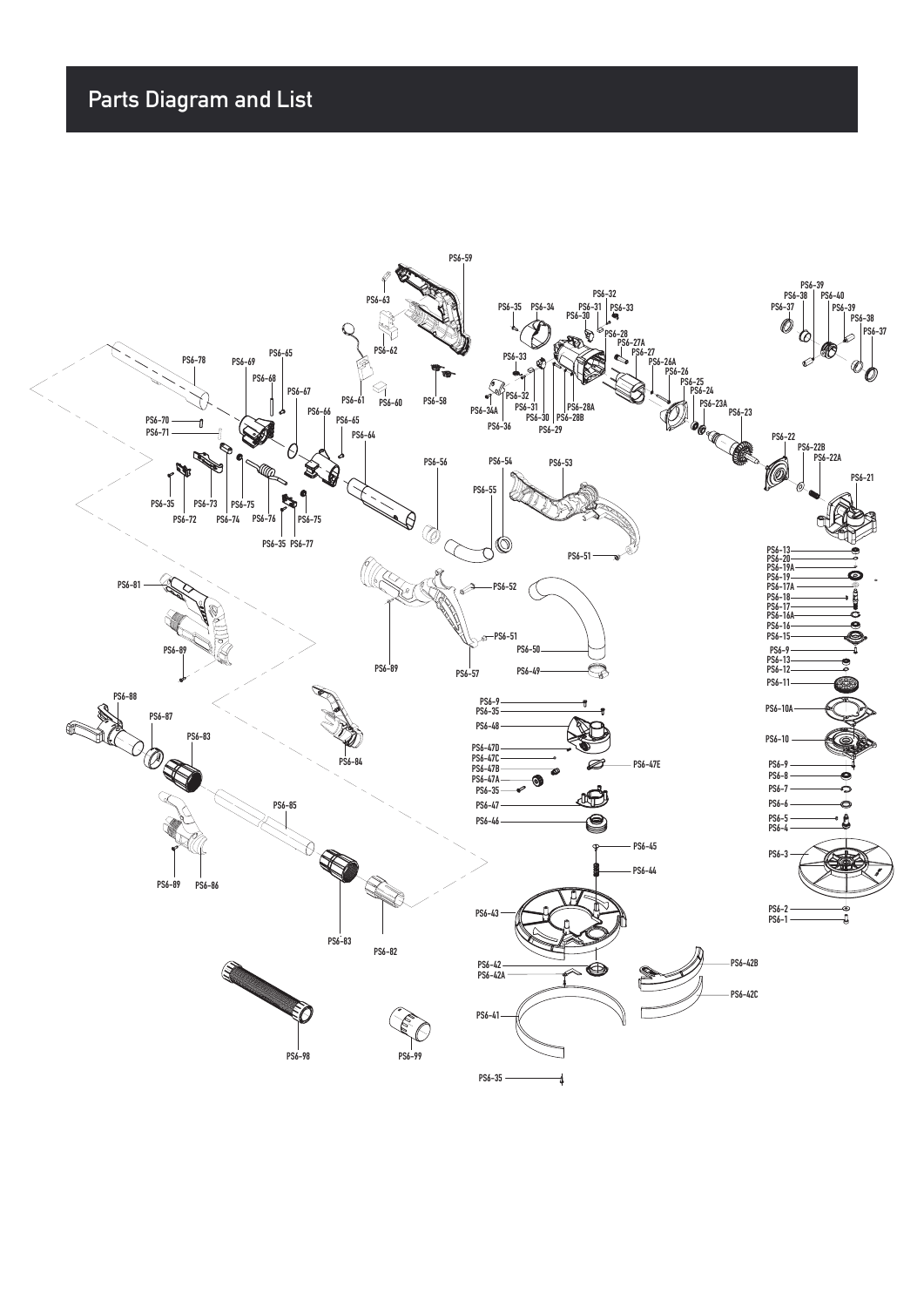# Parts Diagram and List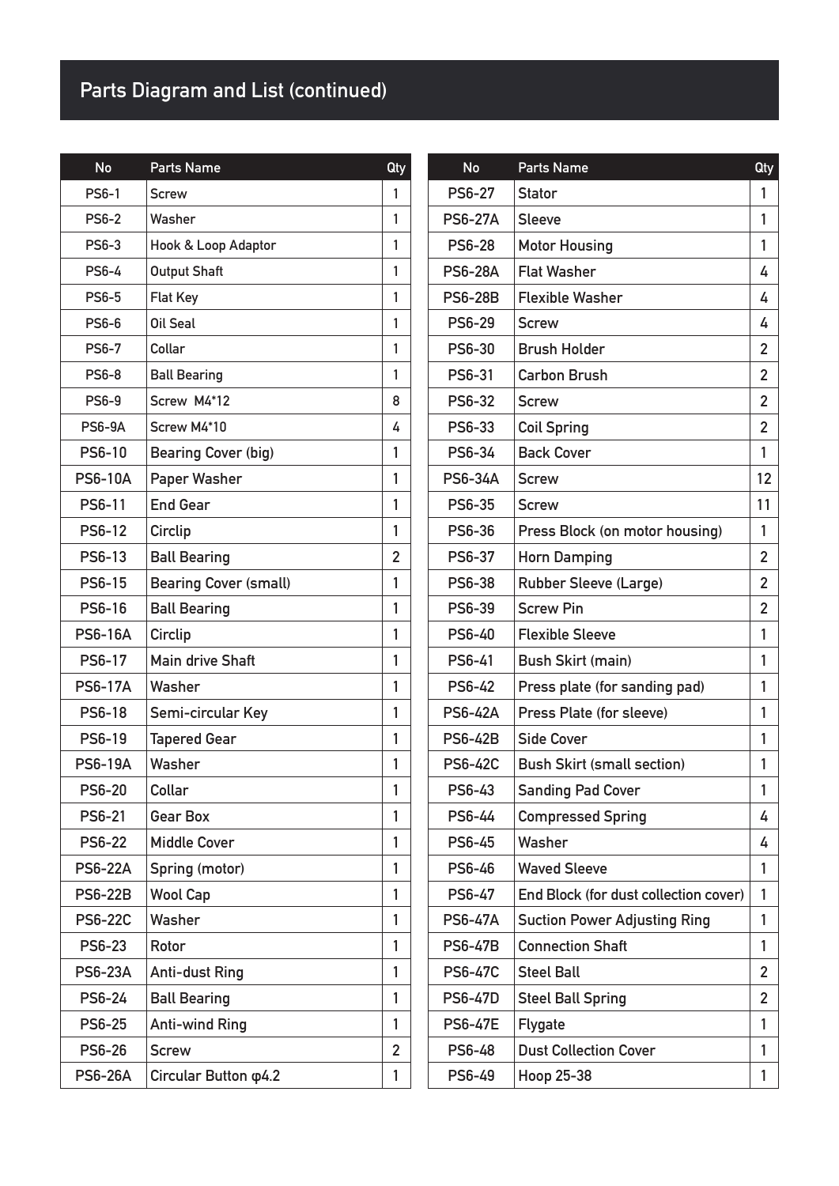## Parts Diagram and List (continued)

| No | Parts Name | Qty |
|---|---|---|
| PS6-1 | Screw | 1 |
| PS6-2 | Washer | 1 |
| PS6-3 | Hook & Loop Adaptor | 1 |
| PS6-4 | Output Shaft | 1 |
| PS6-5 | Flat Key | 1 |
| PS6-6 | Oil Seal | 1 |
| PS6-7 | Collar | 1 |
| PS6-8 | Ball Bearing | 1 |
| PS6-9 | Screw M4*12 | 8 |
| PS6-9A | Screw M4*10 | 4 |
| PS6-10 | Bearing Cover (big) | 1 |
| PS6-10A | Paper Washer | 1 |
| PS6-11 | End Gear | 1 |
| PS6-12 | Circlip | 1 |
| PS6-13 | Ball Bearing | 2 |
| PS6-15 | Bearing Cover (small) | 1 |
| PS6-16 | Ball Bearing | 1 |
| PS6-16A | Circlip | 1 |
| PS6-17 | Main drive Shaft | 1 |
| PS6-17A | Washer | 1 |
| PS6-18 | Semi-circular Key | 1 |
| PS6-19 | Tapered Gear | 1 |
| PS6-19A | Washer | 1 |
| PS6-20 | Collar | 1 |
| PS6-21 | Gear Box | 1 |
| PS6-22 | Middle Cover | 1 |
| PS6-22A | Spring (motor) | 1 |
| PS6-22B | Wool Cap | 1 |
| PS6-22C | Washer | 1 |
| PS6-23 | Rotor | 1 |
| PS6-23A | Anti-dust Ring | 1 |
| PS6-24 | Ball Bearing | 1 |
| PS6-25 | Anti-wind Ring | 1 |
| PS6-26 | Screw | 2 |
| PS6-26A | Circular Button φ4.2 | 1 |

| No | Parts Name | Qty |
|---|---|---|
| PS6-27 | Stator | 1 |
| PS6-27A | Sleeve | 1 |
| PS6-28 | Motor Housing | 1 |
| PS6-28A | Flat Washer | 4 |
| PS6-28B | Flexible Washer | 4 |
| PS6-29 | Screw | 4 |
| PS6-30 | Brush Holder | 2 |
| PS6-31 | Carbon Brush | 2 |
| PS6-32 | Screw | 2 |
| PS6-33 | Coil Spring | 2 |
| PS6-34 | Back Cover | 1 |
| PS6-34A | Screw | 12 |
| PS6-35 | Screw | 11 |
| PS6-36 | Press Block (on motor housing) | 1 |
| PS6-37 | Horn Damping | 2 |
| PS6-38 | Rubber Sleeve (Large) | 2 |
| PS6-39 | Screw Pin | 2 |
| PS6-40 | Flexible Sleeve | 1 |
| PS6-41 | Bush Skirt (main) | 1 |
| PS6-42 | Press plate (for sanding pad) | 1 |
| PS6-42A | Press Plate (for sleeve) | 1 |
| PS6-42B | Side Cover | 1 |
| PS6-42C | Bush Skirt (small section) | 1 |
| PS6-43 | Sanding Pad Cover | 1 |
| PS6-44 | Compressed Spring | 4 |
| PS6-45 | Washer | 4 |
| PS6-46 | Waved Sleeve | 1 |
| PS6-47 | End Block (for dust collection cover) | 1 |
| PS6-47A | Suction Power Adjusting Ring | 1 |
| PS6-47B | Connection Shaft | 1 |
| PS6-47C | Steel Ball | 2 |
| PS6-47D | Steel Ball Spring | 2 |
| PS6-47E | Flygate | 1 |
| PS6-48 | Dust Collection Cover | 1 |
| PS6-49 | Hoop 25-38 | 1 |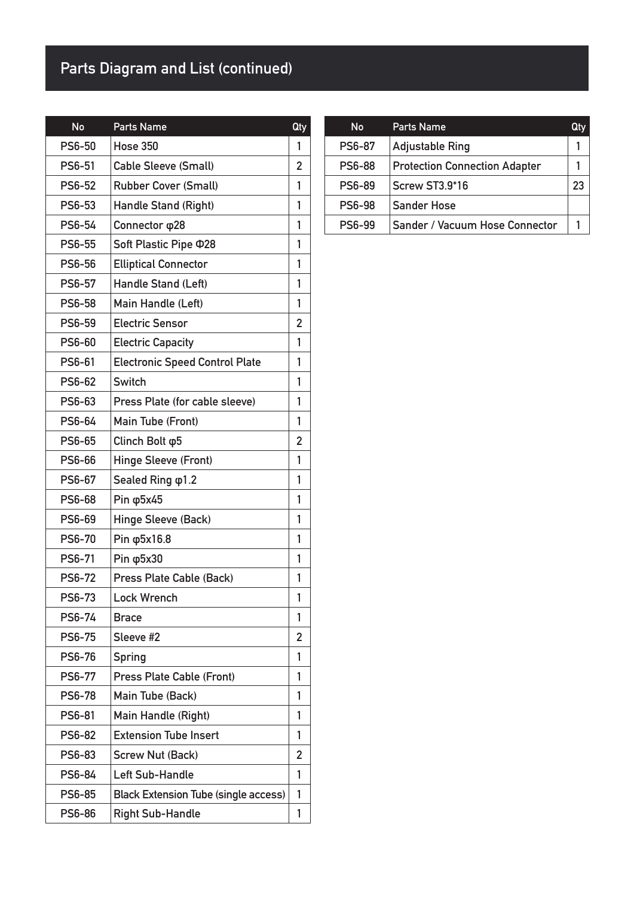## Parts Diagram and List (continued)

| No | Parts Name | Qty |
|---|---|---|
| PS6-50 | Hose 350 | 1 |
| PS6-51 | Cable Sleeve (Small) | 2 |
| PS6-52 | Rubber Cover (Small) | 1 |
| PS6-53 | Handle Stand (Right) | 1 |
| PS6-54 | Connector φ28 | 1 |
| PS6-55 | Soft Plastic Pipe Φ28 | 1 |
| PS6-56 | Elliptical Connector | 1 |
| PS6-57 | Handle Stand (Left) | 1 |
| PS6-58 | Main Handle (Left) | 1 |
| PS6-59 | Electric Sensor | 2 |
| PS6-60 | Electric Capacity | 1 |
| PS6-61 | Electronic Speed Control Plate | 1 |
| PS6-62 | Switch | 1 |
| PS6-63 | Press Plate (for cable sleeve) | 1 |
| PS6-64 | Main Tube (Front) | 1 |
| PS6-65 | Clinch Bolt φ5 | 2 |
| PS6-66 | Hinge Sleeve (Front) | 1 |
| PS6-67 | Sealed Ring φ1.2 | 1 |
| PS6-68 | Pin φ5x45 | 1 |
| PS6-69 | Hinge Sleeve (Back) | 1 |
| PS6-70 | Pin φ5x16.8 | 1 |
| PS6-71 | Pin φ5x30 | 1 |
| PS6-72 | Press Plate Cable (Back) | 1 |
| PS6-73 | Lock Wrench | 1 |
| PS6-74 | Brace | 1 |
| PS6-75 | Sleeve #2 | 2 |
| PS6-76 | Spring | 1 |
| PS6-77 | Press Plate Cable (Front) | 1 |
| PS6-78 | Main Tube (Back) | 1 |
| PS6-81 | Main Handle (Right) | 1 |
| PS6-82 | Extension Tube Insert | 1 |
| PS6-83 | Screw Nut (Back) | 2 |
| PS6-84 | Left Sub-Handle | 1 |
| PS6-85 | Black Extension Tube (single access) | 1 |
| PS6-86 | Right Sub-Handle | 1 |

| No | Parts Name | Qty |
|---|---|---|
| PS6-87 | Adjustable Ring | 1 |
| PS6-88 | Protection Connection Adapter | 1 |
| PS6-89 | Screw ST3.9*16 | 23 |
| PS6-98 | Sander Hose | |
| PS6-99 | Sander / Vacuum Hose Connector | 1 |